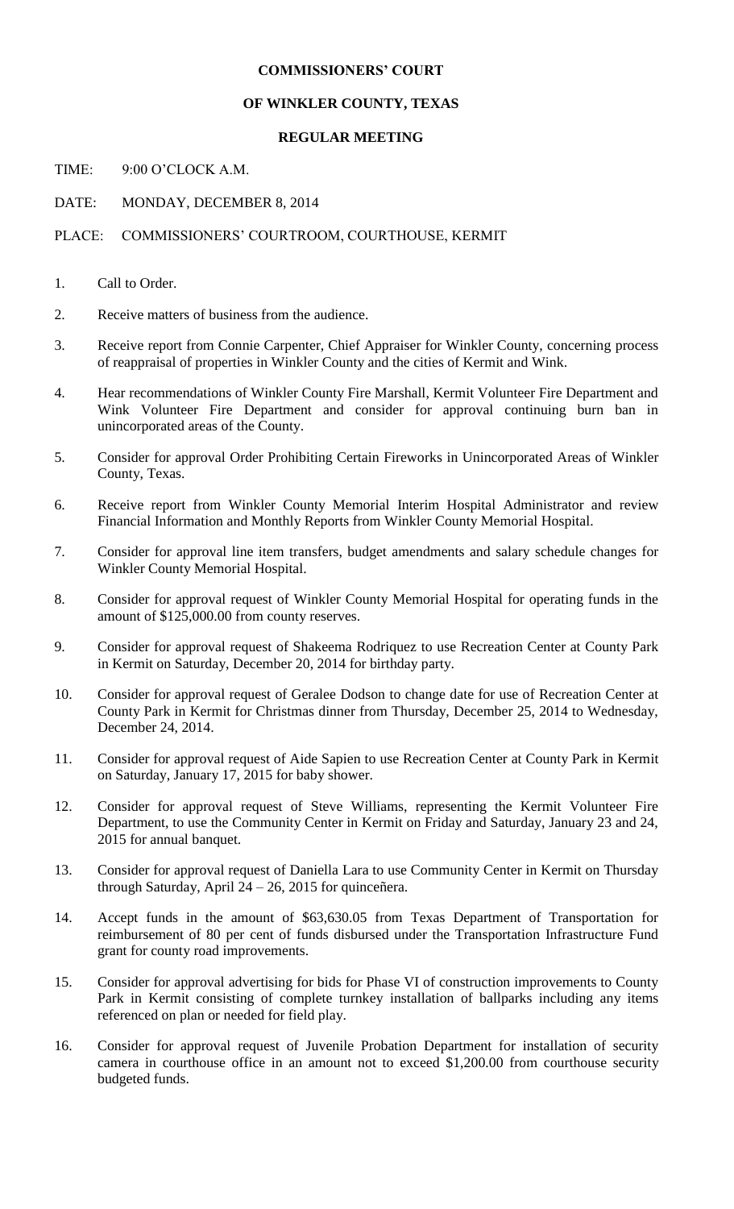**COMMISSIONERS' COURT**

**OF WINKLER COUNTY, TEXAS**

**REGULAR MEETING**

TIME: 9:00 O'CLOCK A.M.

DATE: MONDAY, DECEMBER 8, 2014

PLACE: COMMISSIONERS' COURTROOM, COURTHOUSE, KERMIT

1. Call to Order.
2. Receive matters of business from the audience.
3. Receive report from Connie Carpenter, Chief Appraiser for Winkler County, concerning process of reappraisal of properties in Winkler County and the cities of Kermit and Wink.
4. Hear recommendations of Winkler County Fire Marshall, Kermit Volunteer Fire Department and Wink Volunteer Fire Department and consider for approval continuing burn ban in unincorporated areas of the County.
5. Consider for approval Order Prohibiting Certain Fireworks in Unincorporated Areas of Winkler County, Texas.
6. Receive report from Winkler County Memorial Interim Hospital Administrator and review Financial Information and Monthly Reports from Winkler County Memorial Hospital.
7. Consider for approval line item transfers, budget amendments and salary schedule changes for Winkler County Memorial Hospital.
8. Consider for approval request of Winkler County Memorial Hospital for operating funds in the amount of $125,000.00 from county reserves.
9. Consider for approval request of Shakeema Rodriquez to use Recreation Center at County Park in Kermit on Saturday, December 20, 2014 for birthday party.
10. Consider for approval request of Geralee Dodson to change date for use of Recreation Center at County Park in Kermit for Christmas dinner from Thursday, December 25, 2014 to Wednesday, December 24, 2014.
11. Consider for approval request of Aide Sapien to use Recreation Center at County Park in Kermit on Saturday, January 17, 2015 for baby shower.
12. Consider for approval request of Steve Williams, representing the Kermit Volunteer Fire Department, to use the Community Center in Kermit on Friday and Saturday, January 23 and 24, 2015 for annual banquet.
13. Consider for approval request of Daniella Lara to use Community Center in Kermit on Thursday through Saturday, April 24 – 26, 2015 for quinceñera.
14. Accept funds in the amount of $63,630.05 from Texas Department of Transportation for reimbursement of 80 per cent of funds disbursed under the Transportation Infrastructure Fund grant for county road improvements.
15. Consider for approval advertising for bids for Phase VI of construction improvements to County Park in Kermit consisting of complete turnkey installation of ballparks including any items referenced on plan or needed for field play.
16. Consider for approval request of Juvenile Probation Department for installation of security camera in courthouse office in an amount not to exceed $1,200.00 from courthouse security budgeted funds.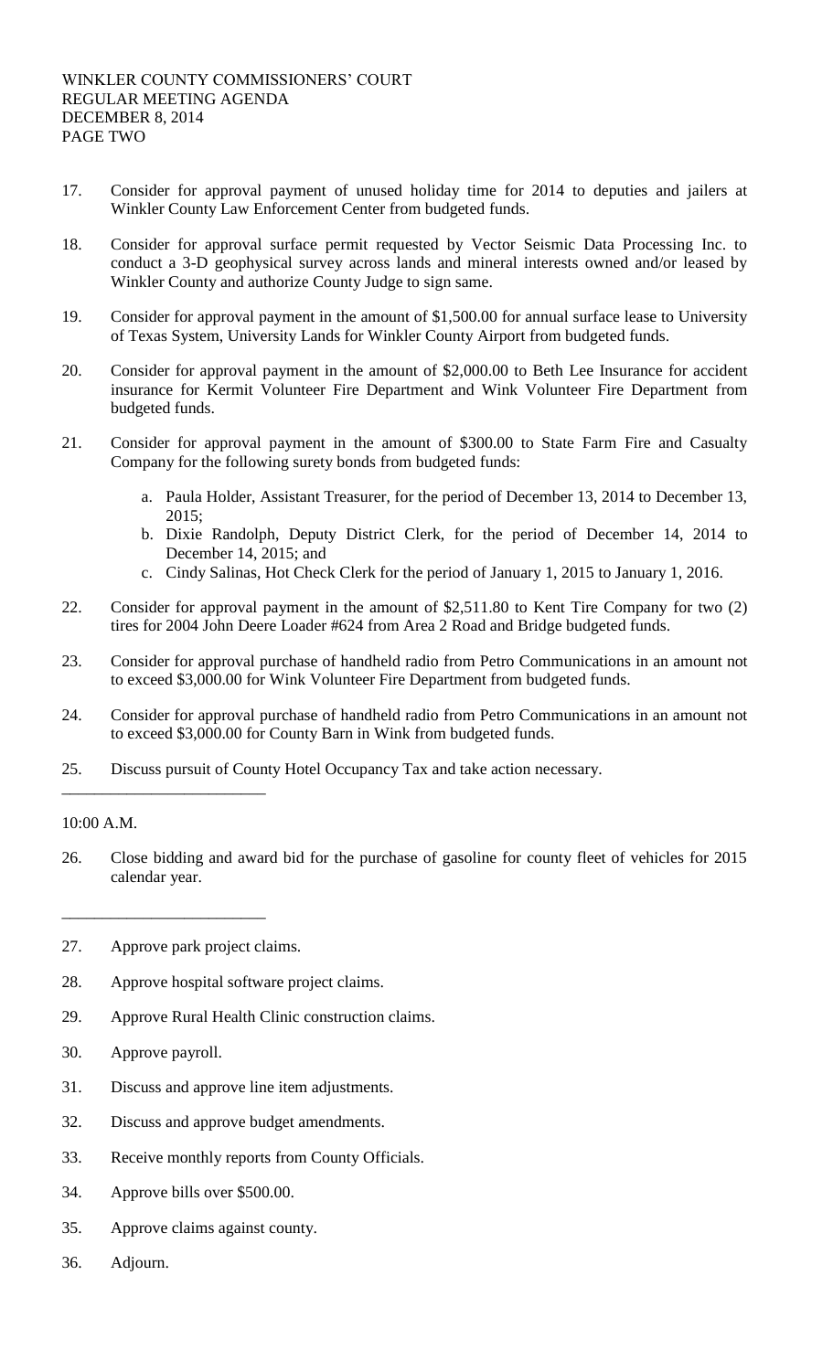17. Consider for approval payment of unused holiday time for 2014 to deputies and jailers at Winkler County Law Enforcement Center from budgeted funds.

18. Consider for approval surface permit requested by Vector Seismic Data Processing Inc. to conduct a 3-D geophysical survey across lands and mineral interests owned and/or leased by Winkler County and authorize County Judge to sign same.

19. Consider for approval payment in the amount of $1,500.00 for annual surface lease to University of Texas System, University Lands for Winkler County Airport from budgeted funds.

20. Consider for approval payment in the amount of $2,000.00 to Beth Lee Insurance for accident insurance for Kermit Volunteer Fire Department and Wink Volunteer Fire Department from budgeted funds.

21. Consider for approval payment in the amount of $300.00 to State Farm Fire and Casualty Company for the following surety bonds from budgeted funds:

    a. Paula Holder, Assistant Treasurer, for the period of December 13, 2014 to December 13, 2015;
    b. Dixie Randolph, Deputy District Clerk, for the period of December 14, 2014 to December 14, 2015; and
    c. Cindy Salinas, Hot Check Clerk for the period of January 1, 2015 to January 1, 2016.

22. Consider for approval payment in the amount of $2,511.80 to Kent Tire Company for two (2) tires for 2004 John Deere Loader #624 from Area 2 Road and Bridge budgeted funds.

23. Consider for approval purchase of handheld radio from Petro Communications in an amount not to exceed $3,000.00 for Wink Volunteer Fire Department from budgeted funds.

24. Consider for approval purchase of handheld radio from Petro Communications in an amount not to exceed $3,000.00 for County Barn in Wink from budgeted funds.

25. Discuss pursuit of County Hotel Occupancy Tax and take action necessary.

---

10:00 A.M.

26. Close bidding and award bid for the purchase of gasoline for county fleet of vehicles for 2015 calendar year.

---

27. Approve park project claims.

28. Approve hospital software project claims.

29. Approve Rural Health Clinic construction claims.

30. Approve payroll.

31. Discuss and approve line item adjustments.

32. Discuss and approve budget amendments.

33. Receive monthly reports from County Officials.

34. Approve bills over $500.00.

35. Approve claims against county.

36. Adjourn.